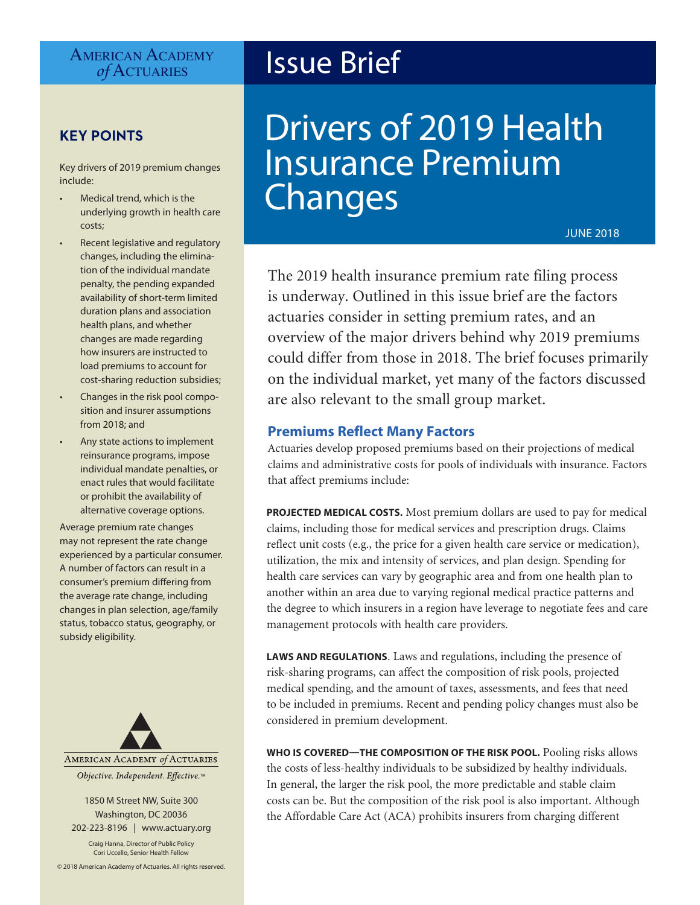American Academy of Actuaries

# Issue Brief

# Drivers of 2019 Health Insurance Premium Changes

JUNE 2018

## KEY POINTS

Key drivers of 2019 premium changes include:

- Medical trend, which is the underlying growth in health care costs;
- Recent legislative and regulatory changes, including the elimination of the individual mandate penalty, the pending expanded availability of short-term limited duration plans and association health plans, and whether changes are made regarding how insurers are instructed to load premiums to account for cost-sharing reduction subsidies;
- Changes in the risk pool composition and insurer assumptions from 2018; and
- Any state actions to implement reinsurance programs, impose individual mandate penalties, or enact rules that would facilitate or prohibit the availability of alternative coverage options.

Average premium rate changes may not represent the rate change experienced by a particular consumer. A number of factors can result in a consumer's premium differing from the average rate change, including changes in plan selection, age/family status, tobacco status, geography, or subsidy eligibility.

American Academy of Actuaries

*Objective. Independent. Effective.™*

1850 M Street NW, Suite 300
Washington, DC 20036
202-223-8196 | www.actuary.org

Craig Hanna, Director of Public Policy
Cori Uccello, Senior Health Fellow

© 2018 American Academy of Actuaries. All rights reserved.

The 2019 health insurance premium rate filing process is underway. Outlined in this issue brief are the factors actuaries consider in setting premium rates, and an overview of the major drivers behind why 2019 premiums could differ from those in 2018. The brief focuses primarily on the individual market, yet many of the factors discussed are also relevant to the small group market.

## Premiums Reflect Many Factors

Actuaries develop proposed premiums based on their projections of medical claims and administrative costs for pools of individuals with insurance. Factors that affect premiums include:

**PROJECTED MEDICAL COSTS.** Most premium dollars are used to pay for medical claims, including those for medical services and prescription drugs. Claims reflect unit costs (e.g., the price for a given health care service or medication), utilization, the mix and intensity of services, and plan design. Spending for health care services can vary by geographic area and from one health plan to another within an area due to varying regional medical practice patterns and the degree to which insurers in a region have leverage to negotiate fees and care management protocols with health care providers.

**LAWS AND REGULATIONS**. Laws and regulations, including the presence of risk-sharing programs, can affect the composition of risk pools, projected medical spending, and the amount of taxes, assessments, and fees that need to be included in premiums. Recent and pending policy changes must also be considered in premium development.

**WHO IS COVERED—THE COMPOSITION OF THE RISK POOL.** Pooling risks allows the costs of less-healthy individuals to be subsidized by healthy individuals. In general, the larger the risk pool, the more predictable and stable claim costs can be. But the composition of the risk pool is also important. Although the Affordable Care Act (ACA) prohibits insurers from charging different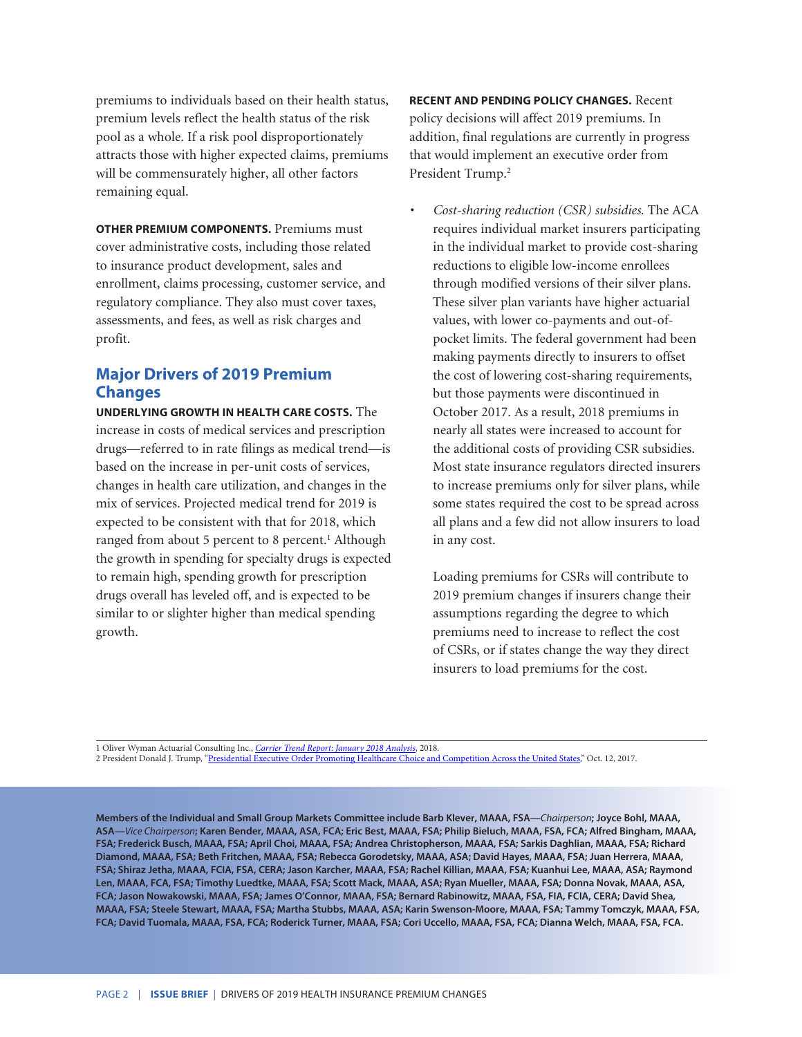premiums to individuals based on their health status, premium levels reflect the health status of the risk pool as a whole. If a risk pool disproportionately attracts those with higher expected claims, premiums will be commensurately higher, all other factors remaining equal.

**OTHER PREMIUM COMPONENTS.** Premiums must cover administrative costs, including those related to insurance product development, sales and enrollment, claims processing, customer service, and regulatory compliance. They also must cover taxes, assessments, and fees, as well as risk charges and profit.

## Major Drivers of 2019 Premium Changes

**UNDERLYING GROWTH IN HEALTH CARE COSTS.** The increase in costs of medical services and prescription drugs—referred to in rate filings as medical trend—is based on the increase in per-unit costs of services, changes in health care utilization, and changes in the mix of services. Projected medical trend for 2019 is expected to be consistent with that for 2018, which ranged from about 5 percent to 8 percent.[1] Although the growth in spending for specialty drugs is expected to remain high, spending growth for prescription drugs overall has leveled off, and is expected to be similar to or slighter higher than medical spending growth.

**RECENT AND PENDING POLICY CHANGES.** Recent policy decisions will affect 2019 premiums. In addition, final regulations are currently in progress that would implement an executive order from President Trump.[2]

- *Cost-sharing reduction (CSR) subsidies.* The ACA requires individual market insurers participating in the individual market to provide cost-sharing reductions to eligible low-income enrollees through modified versions of their silver plans. These silver plan variants have higher actuarial values, with lower co-payments and out-of-pocket limits. The federal government had been making payments directly to insurers to offset the cost of lowering cost-sharing requirements, but those payments were discontinued in October 2017. As a result, 2018 premiums in nearly all states were increased to account for the additional costs of providing CSR subsidies. Most state insurance regulators directed insurers to increase premiums only for silver plans, while some states required the cost to be spread across all plans and a few did not allow insurers to load in any cost.

  Loading premiums for CSRs will contribute to 2019 premium changes if insurers change their assumptions regarding the degree to which premiums need to increase to reflect the cost of CSRs, or if states change the way they direct insurers to load premiums for the cost.

1 Oliver Wyman Actuarial Consulting Inc., *Carrier Trend Report: January 2018 Analysis*, 2018.
2 President Donald J. Trump, "Presidential Executive Order Promoting Healthcare Choice and Competition Across the United States," Oct. 12, 2017.

**Members of the Individual and Small Group Markets Committee include Barb Klever, MAAA, FSA—*Chairperson*; Joyce Bohl, MAAA, ASA—*Vice Chairperson*; Karen Bender, MAAA, ASA, FCA; Eric Best, MAAA, FSA; Philip Bieluch, MAAA, FSA, FCA; Alfred Bingham, MAAA, FSA; Frederick Busch, MAAA, FSA; April Choi, MAAA, FSA; Andrea Christopherson, MAAA, FSA; Sarkis Daghlian, MAAA, FSA; Richard Diamond, MAAA, FSA; Beth Fritchen, MAAA, FSA; Rebecca Gorodetsky, MAAA, ASA; David Hayes, MAAA, FSA; Juan Herrera, MAAA, FSA; Shiraz Jetha, MAAA, FCIA, FSA, CERA; Jason Karcher, MAAA, FSA; Rachel Killian, MAAA, FSA; Kuanhui Lee, MAAA, ASA; Raymond Len, MAAA, FCA, FSA; Timothy Luedtke, MAAA, FSA; Scott Mack, MAAA, ASA; Ryan Mueller, MAAA, FSA; Donna Novak, MAAA, ASA, FCA; Jason Nowakowski, MAAA, FSA; James O'Connor, MAAA, FSA; Bernard Rabinowitz, MAAA, FSA, FIA, FCIA, CERA; David Shea, MAAA, FSA; Steele Stewart, MAAA, FSA; Martha Stubbs, MAAA, ASA; Karin Swenson-Moore, MAAA, FSA; Tammy Tomczyk, MAAA, FSA, FCA; David Tuomala, MAAA, FSA, FCA; Roderick Turner, MAAA, FSA; Cori Uccello, MAAA, FSA, FCA; Dianna Welch, MAAA, FSA, FCA.**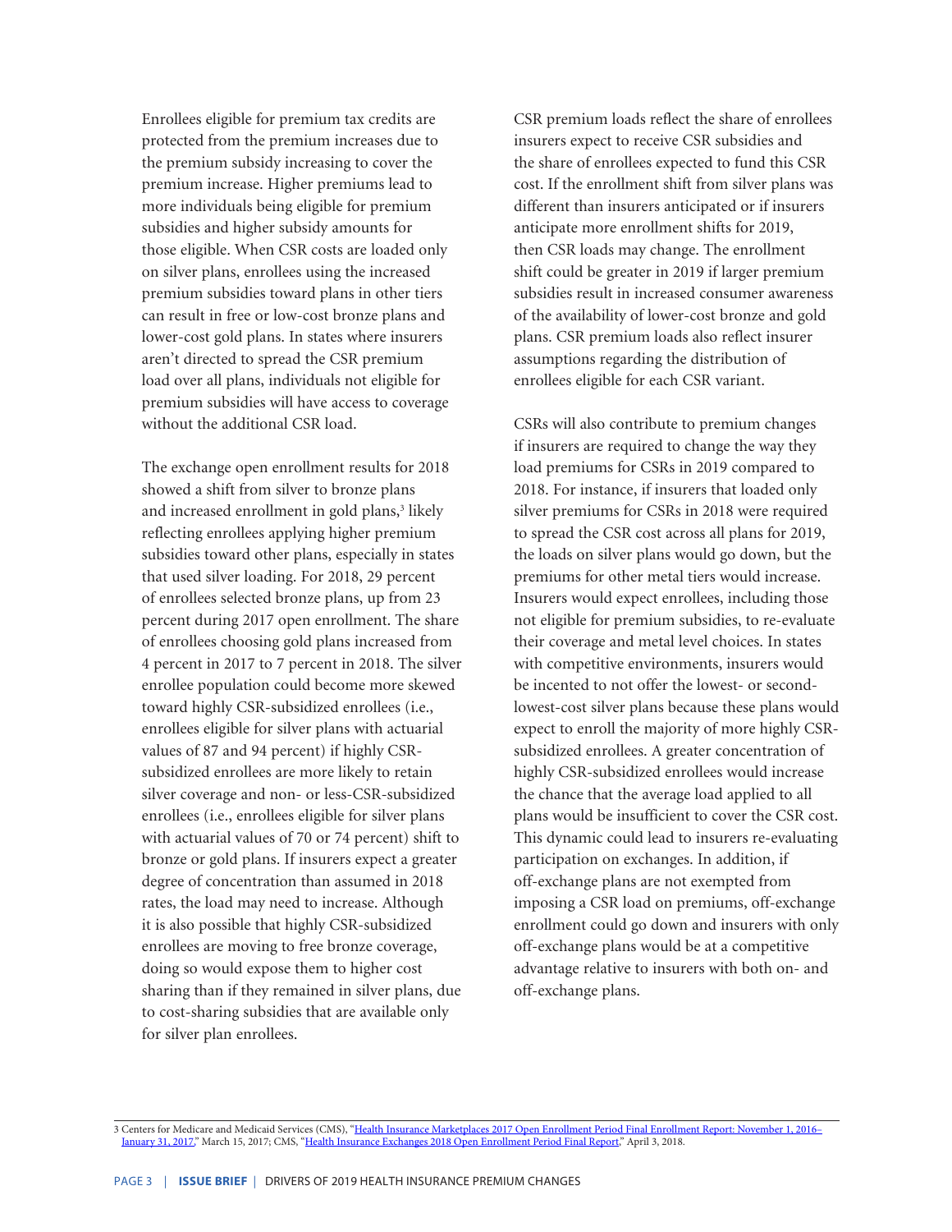Enrollees eligible for premium tax credits are protected from the premium increases due to the premium subsidy increasing to cover the premium increase. Higher premiums lead to more individuals being eligible for premium subsidies and higher subsidy amounts for those eligible. When CSR costs are loaded only on silver plans, enrollees using the increased premium subsidies toward plans in other tiers can result in free or low-cost bronze plans and lower-cost gold plans. In states where insurers aren't directed to spread the CSR premium load over all plans, individuals not eligible for premium subsidies will have access to coverage without the additional CSR load.

The exchange open enrollment results for 2018 showed a shift from silver to bronze plans and increased enrollment in gold plans,[3] likely reflecting enrollees applying higher premium subsidies toward other plans, especially in states that used silver loading. For 2018, 29 percent of enrollees selected bronze plans, up from 23 percent during 2017 open enrollment. The share of enrollees choosing gold plans increased from 4 percent in 2017 to 7 percent in 2018. The silver enrollee population could become more skewed toward highly CSR-subsidized enrollees (i.e., enrollees eligible for silver plans with actuarial values of 87 and 94 percent) if highly CSR-subsidized enrollees are more likely to retain silver coverage and non- or less-CSR-subsidized enrollees (i.e., enrollees eligible for silver plans with actuarial values of 70 or 74 percent) shift to bronze or gold plans. If insurers expect a greater degree of concentration than assumed in 2018 rates, the load may need to increase. Although it is also possible that highly CSR-subsidized enrollees are moving to free bronze coverage, doing so would expose them to higher cost sharing than if they remained in silver plans, due to cost-sharing subsidies that are available only for silver plan enrollees.

CSR premium loads reflect the share of enrollees insurers expect to receive CSR subsidies and the share of enrollees expected to fund this CSR cost. If the enrollment shift from silver plans was different than insurers anticipated or if insurers anticipate more enrollment shifts for 2019, then CSR loads may change. The enrollment shift could be greater in 2019 if larger premium subsidies result in increased consumer awareness of the availability of lower-cost bronze and gold plans. CSR premium loads also reflect insurer assumptions regarding the distribution of enrollees eligible for each CSR variant.

CSRs will also contribute to premium changes if insurers are required to change the way they load premiums for CSRs in 2019 compared to 2018. For instance, if insurers that loaded only silver premiums for CSRs in 2018 were required to spread the CSR cost across all plans for 2019, the loads on silver plans would go down, but the premiums for other metal tiers would increase. Insurers would expect enrollees, including those not eligible for premium subsidies, to re-evaluate their coverage and metal level choices. In states with competitive environments, insurers would be incented to not offer the lowest- or second-lowest-cost silver plans because these plans would expect to enroll the majority of more highly CSR-subsidized enrollees. A greater concentration of highly CSR-subsidized enrollees would increase the chance that the average load applied to all plans would be insufficient to cover the CSR cost. This dynamic could lead to insurers re-evaluating participation on exchanges. In addition, if off-exchange plans are not exempted from imposing a CSR load on premiums, off-exchange enrollment could go down and insurers with only off-exchange plans would be at a competitive advantage relative to insurers with both on- and off-exchange plans.

---

3 Centers for Medicare and Medicaid Services (CMS), "Health Insurance Marketplaces 2017 Open Enrollment Period Final Enrollment Report: November 1, 2016–January 31, 2017," March 15, 2017; CMS, "Health Insurance Exchanges 2018 Open Enrollment Period Final Report," April 3, 2018.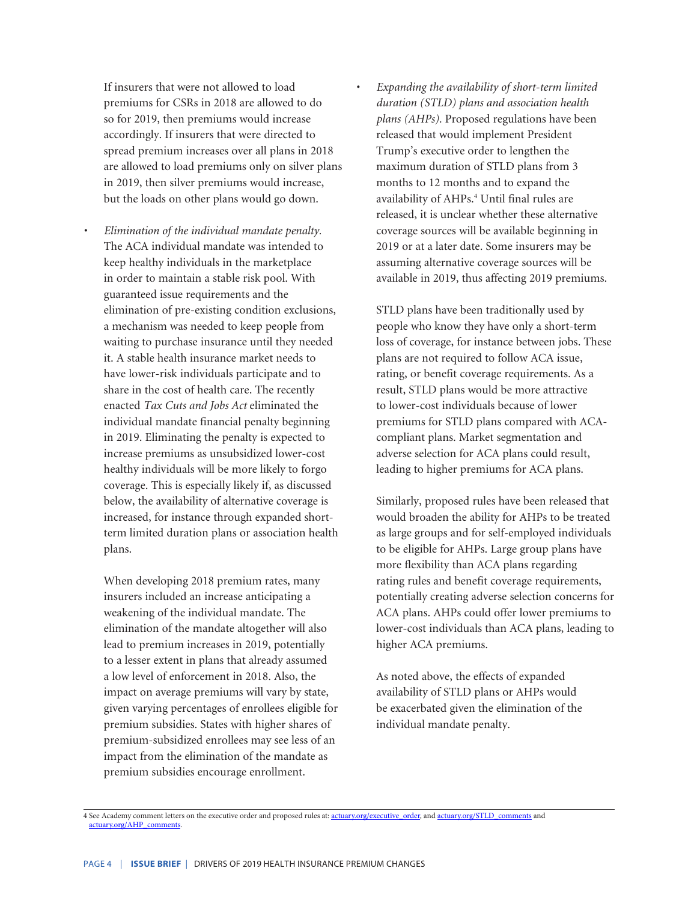If insurers that were not allowed to load premiums for CSRs in 2018 are allowed to do so for 2019, then premiums would increase accordingly. If insurers that were directed to spread premium increases over all plans in 2018 are allowed to load premiums only on silver plans in 2019, then silver premiums would increase, but the loads on other plans would go down.

- *Elimination of the individual mandate penalty.* The ACA individual mandate was intended to keep healthy individuals in the marketplace in order to maintain a stable risk pool. With guaranteed issue requirements and the elimination of pre-existing condition exclusions, a mechanism was needed to keep people from waiting to purchase insurance until they needed it. A stable health insurance market needs to have lower-risk individuals participate and to share in the cost of health care. The recently enacted *Tax Cuts and Jobs Act* eliminated the individual mandate financial penalty beginning in 2019. Eliminating the penalty is expected to increase premiums as unsubsidized lower-cost healthy individuals will be more likely to forgo coverage. This is especially likely if, as discussed below, the availability of alternative coverage is increased, for instance through expanded short-term limited duration plans or association health plans.

  When developing 2018 premium rates, many insurers included an increase anticipating a weakening of the individual mandate. The elimination of the mandate altogether will also lead to premium increases in 2019, potentially to a lesser extent in plans that already assumed a low level of enforcement in 2018. Also, the impact on average premiums will vary by state, given varying percentages of enrollees eligible for premium subsidies. States with higher shares of premium-subsidized enrollees may see less of an impact from the elimination of the mandate as premium subsidies encourage enrollment.

- *Expanding the availability of short-term limited duration (STLD) plans and association health plans (AHPs).* Proposed regulations have been released that would implement President Trump's executive order to lengthen the maximum duration of STLD plans from 3 months to 12 months and to expand the availability of AHPs.[4] Until final rules are released, it is unclear whether these alternative coverage sources will be available beginning in 2019 or at a later date. Some insurers may be assuming alternative coverage sources will be available in 2019, thus affecting 2019 premiums.

  STLD plans have been traditionally used by people who know they have only a short-term loss of coverage, for instance between jobs. These plans are not required to follow ACA issue, rating, or benefit coverage requirements. As a result, STLD plans would be more attractive to lower-cost individuals because of lower premiums for STLD plans compared with ACA-compliant plans. Market segmentation and adverse selection for ACA plans could result, leading to higher premiums for ACA plans.

  Similarly, proposed rules have been released that would broaden the ability for AHPs to be treated as large groups and for self-employed individuals to be eligible for AHPs. Large group plans have more flexibility than ACA plans regarding rating rules and benefit coverage requirements, potentially creating adverse selection concerns for ACA plans. AHPs could offer lower premiums to lower-cost individuals than ACA plans, leading to higher ACA premiums.

  As noted above, the effects of expanded availability of STLD plans or AHPs would be exacerbated given the elimination of the individual mandate penalty.

---

4 See Academy comment letters on the executive order and proposed rules at: actuary.org/executive_order, and actuary.org/STLD_comments and actuary.org/AHP_comments.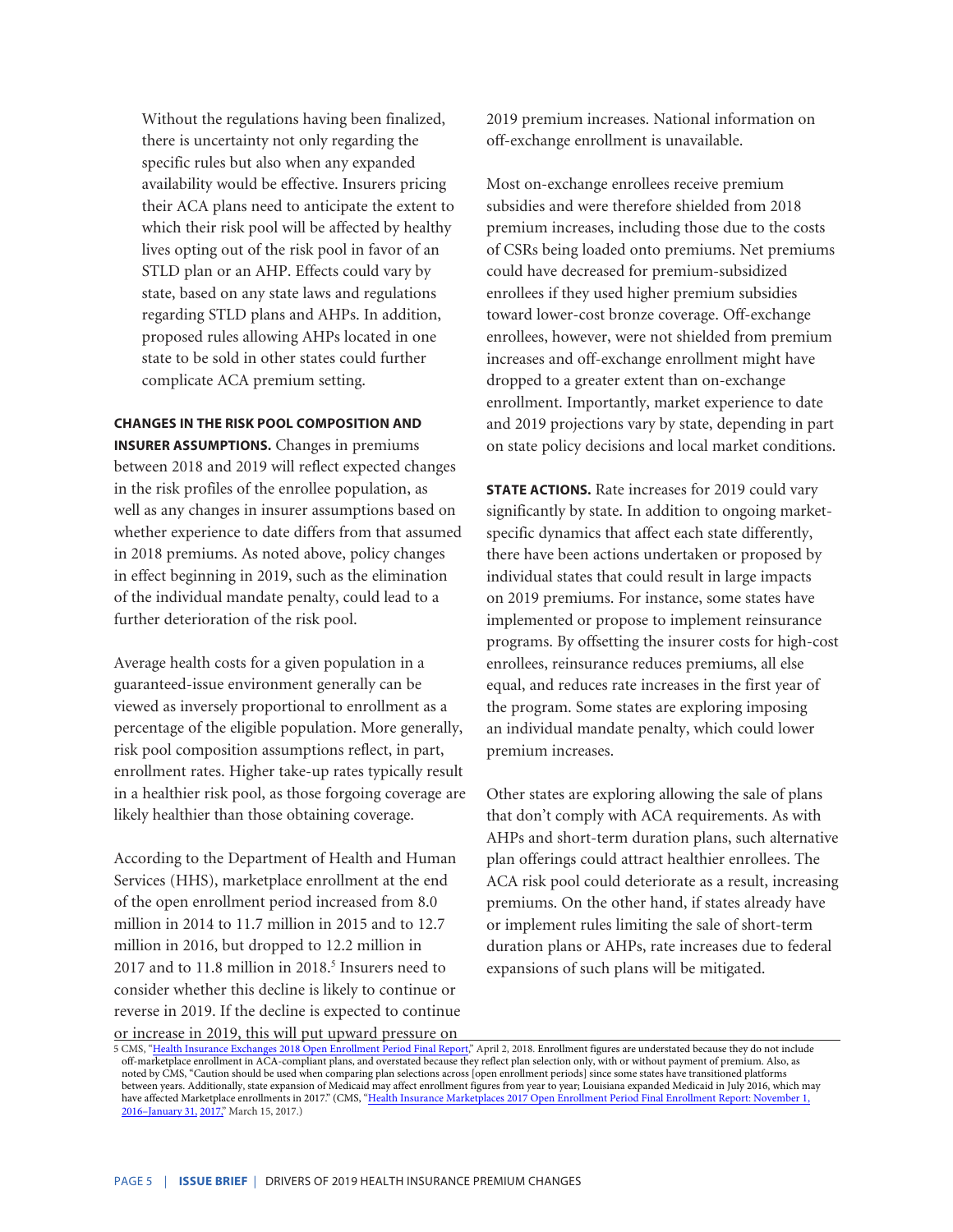Without the regulations having been finalized, there is uncertainty not only regarding the specific rules but also when any expanded availability would be effective. Insurers pricing their ACA plans need to anticipate the extent to which their risk pool will be affected by healthy lives opting out of the risk pool in favor of an STLD plan or an AHP. Effects could vary by state, based on any state laws and regulations regarding STLD plans and AHPs. In addition, proposed rules allowing AHPs located in one state to be sold in other states could further complicate ACA premium setting.

**CHANGES IN THE RISK POOL COMPOSITION AND INSURER ASSUMPTIONS.** Changes in premiums between 2018 and 2019 will reflect expected changes in the risk profiles of the enrollee population, as well as any changes in insurer assumptions based on whether experience to date differs from that assumed in 2018 premiums. As noted above, policy changes in effect beginning in 2019, such as the elimination of the individual mandate penalty, could lead to a further deterioration of the risk pool.

Average health costs for a given population in a guaranteed-issue environment generally can be viewed as inversely proportional to enrollment as a percentage of the eligible population. More generally, risk pool composition assumptions reflect, in part, enrollment rates. Higher take-up rates typically result in a healthier risk pool, as those forgoing coverage are likely healthier than those obtaining coverage.

According to the Department of Health and Human Services (HHS), marketplace enrollment at the end of the open enrollment period increased from 8.0 million in 2014 to 11.7 million in 2015 and to 12.7 million in 2016, but dropped to 12.2 million in 2017 and to 11.8 million in 2018.[5] Insurers need to consider whether this decline is likely to continue or reverse in 2019. If the decline is expected to continue or increase in 2019, this will put upward pressure on 2019 premium increases. National information on off-exchange enrollment is unavailable.

Most on-exchange enrollees receive premium subsidies and were therefore shielded from 2018 premium increases, including those due to the costs of CSRs being loaded onto premiums. Net premiums could have decreased for premium-subsidized enrollees if they used higher premium subsidies toward lower-cost bronze coverage. Off-exchange enrollees, however, were not shielded from premium increases and off-exchange enrollment might have dropped to a greater extent than on-exchange enrollment. Importantly, market experience to date and 2019 projections vary by state, depending in part on state policy decisions and local market conditions.

**STATE ACTIONS.** Rate increases for 2019 could vary significantly by state. In addition to ongoing market-specific dynamics that affect each state differently, there have been actions undertaken or proposed by individual states that could result in large impacts on 2019 premiums. For instance, some states have implemented or propose to implement reinsurance programs. By offsetting the insurer costs for high-cost enrollees, reinsurance reduces premiums, all else equal, and reduces rate increases in the first year of the program. Some states are exploring imposing an individual mandate penalty, which could lower premium increases.

Other states are exploring allowing the sale of plans that don't comply with ACA requirements. As with AHPs and short-term duration plans, such alternative plan offerings could attract healthier enrollees. The ACA risk pool could deteriorate as a result, increasing premiums. On the other hand, if states already have or implement rules limiting the sale of short-term duration plans or AHPs, rate increases due to federal expansions of such plans will be mitigated.

---

5 CMS, "Health Insurance Exchanges 2018 Open Enrollment Period Final Report," April 2, 2018. Enrollment figures are understated because they do not include off-marketplace enrollment in ACA-compliant plans, and overstated because they reflect plan selection only, with or without payment of premium. Also, as noted by CMS, "Caution should be used when comparing plan selections across [open enrollment periods] since some states have transitioned platforms between years. Additionally, state expansion of Medicaid may affect enrollment figures from year to year; Louisiana expanded Medicaid in July 2016, which may have affected Marketplace enrollments in 2017." (CMS, "Health Insurance Marketplaces 2017 Open Enrollment Period Final Enrollment Report: November 1, 2016–January 31, 2017," March 15, 2017.)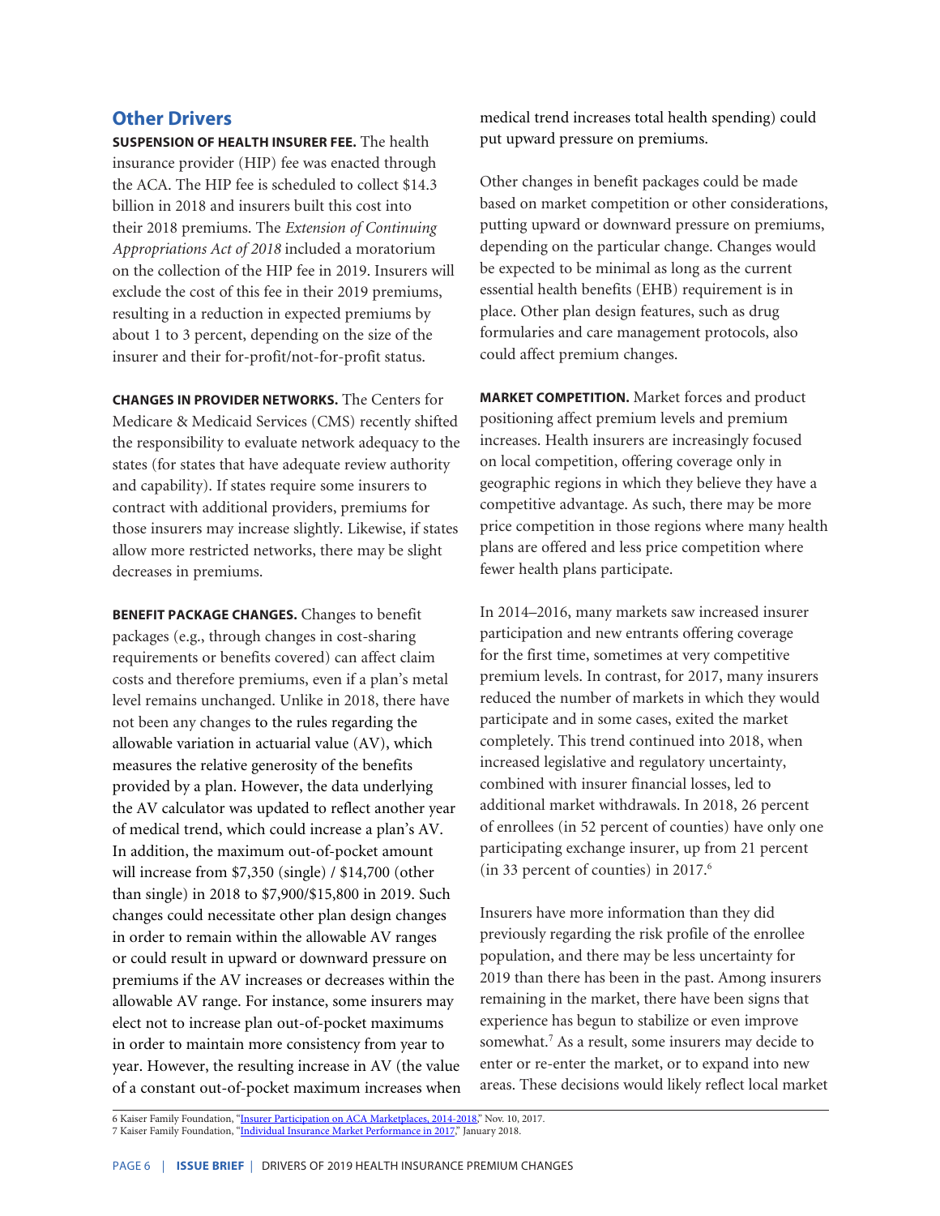## Other Drivers

**SUSPENSION OF HEALTH INSURER FEE.** The health insurance provider (HIP) fee was enacted through the ACA. The HIP fee is scheduled to collect $14.3 billion in 2018 and insurers built this cost into their 2018 premiums. The *Extension of Continuing Appropriations Act of 2018* included a moratorium on the collection of the HIP fee in 2019. Insurers will exclude the cost of this fee in their 2019 premiums, resulting in a reduction in expected premiums by about 1 to 3 percent, depending on the size of the insurer and their for-profit/not-for-profit status.

**CHANGES IN PROVIDER NETWORKS.** The Centers for Medicare & Medicaid Services (CMS) recently shifted the responsibility to evaluate network adequacy to the states (for states that have adequate review authority and capability). If states require some insurers to contract with additional providers, premiums for those insurers may increase slightly. Likewise, if states allow more restricted networks, there may be slight decreases in premiums.

**BENEFIT PACKAGE CHANGES.** Changes to benefit packages (e.g., through changes in cost-sharing requirements or benefits covered) can affect claim costs and therefore premiums, even if a plan's metal level remains unchanged. Unlike in 2018, there have not been any changes to the rules regarding the allowable variation in actuarial value (AV), which measures the relative generosity of the benefits provided by a plan. However, the data underlying the AV calculator was updated to reflect another year of medical trend, which could increase a plan's AV. In addition, the maximum out-of-pocket amount will increase from $7,350 (single) / $14,700 (other than single) in 2018 to $7,900/$15,800 in 2019. Such changes could necessitate other plan design changes in order to remain within the allowable AV ranges or could result in upward or downward pressure on premiums if the AV increases or decreases within the allowable AV range. For instance, some insurers may elect not to increase plan out-of-pocket maximums in order to maintain more consistency from year to year. However, the resulting increase in AV (the value of a constant out-of-pocket maximum increases when medical trend increases total health spending) could put upward pressure on premiums.

Other changes in benefit packages could be made based on market competition or other considerations, putting upward or downward pressure on premiums, depending on the particular change. Changes would be expected to be minimal as long as the current essential health benefits (EHB) requirement is in place. Other plan design features, such as drug formularies and care management protocols, also could affect premium changes.

**MARKET COMPETITION.** Market forces and product positioning affect premium levels and premium increases. Health insurers are increasingly focused on local competition, offering coverage only in geographic regions in which they believe they have a competitive advantage. As such, there may be more price competition in those regions where many health plans are offered and less price competition where fewer health plans participate.

In 2014–2016, many markets saw increased insurer participation and new entrants offering coverage for the first time, sometimes at very competitive premium levels. In contrast, for 2017, many insurers reduced the number of markets in which they would participate and in some cases, exited the market completely. This trend continued into 2018, when increased legislative and regulatory uncertainty, combined with insurer financial losses, led to additional market withdrawals. In 2018, 26 percent of enrollees (in 52 percent of counties) have only one participating exchange insurer, up from 21 percent (in 33 percent of counties) in 2017.[6]

Insurers have more information than they did previously regarding the risk profile of the enrollee population, and there may be less uncertainty for 2019 than there has been in the past. Among insurers remaining in the market, there have been signs that experience has begun to stabilize or even improve somewhat.[7] As a result, some insurers may decide to enter or re-enter the market, or to expand into new areas. These decisions would likely reflect local market

---

6 Kaiser Family Foundation, "Insurer Participation on ACA Marketplaces, 2014-2018," Nov. 10, 2017.
7 Kaiser Family Foundation, "Individual Insurance Market Performance in 2017," January 2018.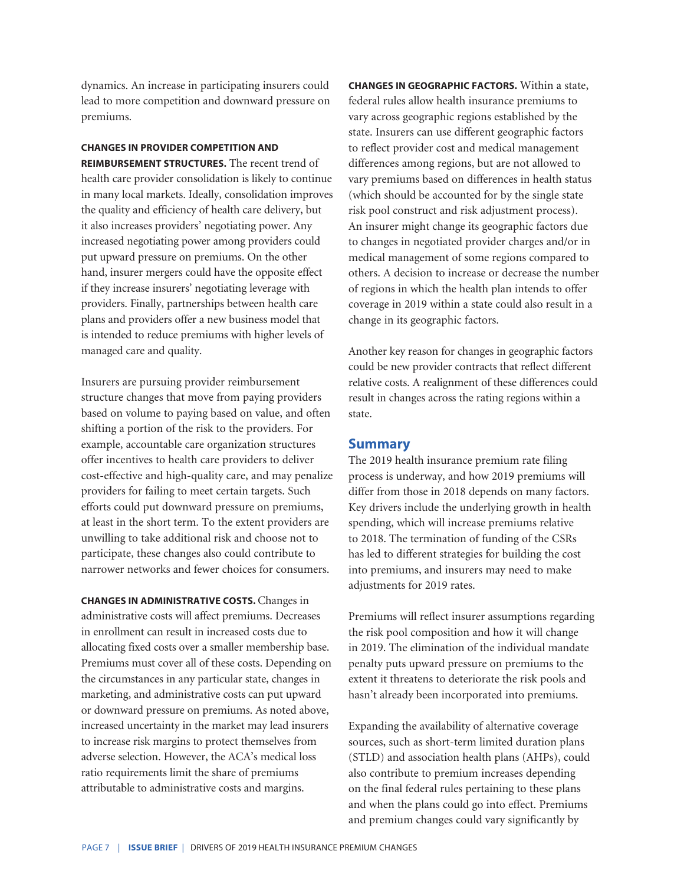dynamics. An increase in participating insurers could lead to more competition and downward pressure on premiums.

**CHANGES IN PROVIDER COMPETITION AND REIMBURSEMENT STRUCTURES.** The recent trend of health care provider consolidation is likely to continue in many local markets. Ideally, consolidation improves the quality and efficiency of health care delivery, but it also increases providers' negotiating power. Any increased negotiating power among providers could put upward pressure on premiums. On the other hand, insurer mergers could have the opposite effect if they increase insurers' negotiating leverage with providers. Finally, partnerships between health care plans and providers offer a new business model that is intended to reduce premiums with higher levels of managed care and quality.

Insurers are pursuing provider reimbursement structure changes that move from paying providers based on volume to paying based on value, and often shifting a portion of the risk to the providers. For example, accountable care organization structures offer incentives to health care providers to deliver cost-effective and high-quality care, and may penalize providers for failing to meet certain targets. Such efforts could put downward pressure on premiums, at least in the short term. To the extent providers are unwilling to take additional risk and choose not to participate, these changes also could contribute to narrower networks and fewer choices for consumers.

**CHANGES IN ADMINISTRATIVE COSTS.** Changes in administrative costs will affect premiums. Decreases in enrollment can result in increased costs due to allocating fixed costs over a smaller membership base. Premiums must cover all of these costs. Depending on the circumstances in any particular state, changes in marketing, and administrative costs can put upward or downward pressure on premiums. As noted above, increased uncertainty in the market may lead insurers to increase risk margins to protect themselves from adverse selection. However, the ACA's medical loss ratio requirements limit the share of premiums attributable to administrative costs and margins.

**CHANGES IN GEOGRAPHIC FACTORS.** Within a state, federal rules allow health insurance premiums to vary across geographic regions established by the state. Insurers can use different geographic factors to reflect provider cost and medical management differences among regions, but are not allowed to vary premiums based on differences in health status (which should be accounted for by the single state risk pool construct and risk adjustment process). An insurer might change its geographic factors due to changes in negotiated provider charges and/or in medical management of some regions compared to others. A decision to increase or decrease the number of regions in which the health plan intends to offer coverage in 2019 within a state could also result in a change in its geographic factors.

Another key reason for changes in geographic factors could be new provider contracts that reflect different relative costs. A realignment of these differences could result in changes across the rating regions within a state.

## Summary

The 2019 health insurance premium rate filing process is underway, and how 2019 premiums will differ from those in 2018 depends on many factors. Key drivers include the underlying growth in health spending, which will increase premiums relative to 2018. The termination of funding of the CSRs has led to different strategies for building the cost into premiums, and insurers may need to make adjustments for 2019 rates.

Premiums will reflect insurer assumptions regarding the risk pool composition and how it will change in 2019. The elimination of the individual mandate penalty puts upward pressure on premiums to the extent it threatens to deteriorate the risk pools and hasn't already been incorporated into premiums.

Expanding the availability of alternative coverage sources, such as short-term limited duration plans (STLD) and association health plans (AHPs), could also contribute to premium increases depending on the final federal rules pertaining to these plans and when the plans could go into effect. Premiums and premium changes could vary significantly by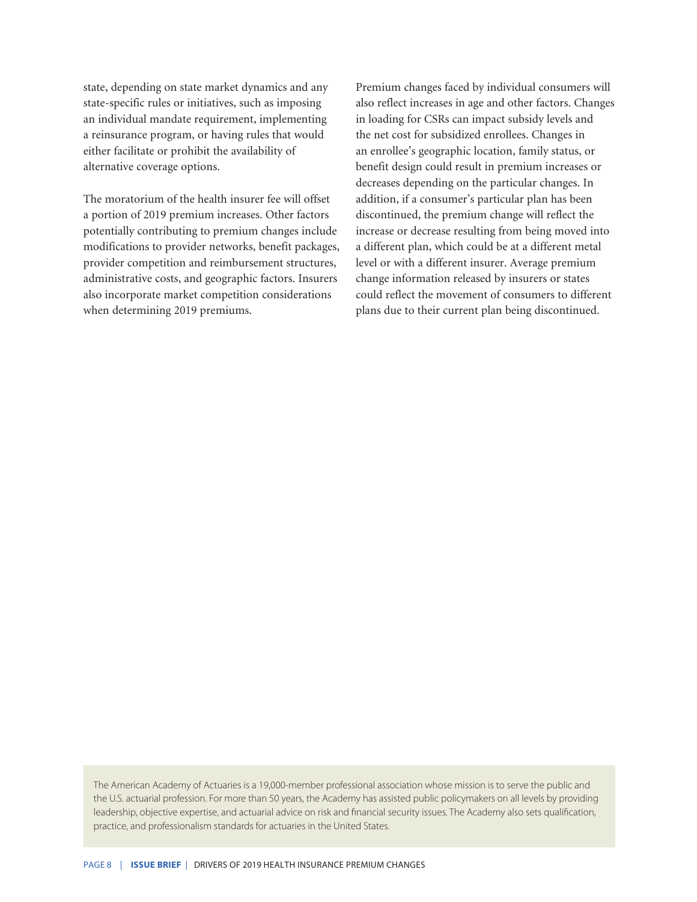state, depending on state market dynamics and any state-specific rules or initiatives, such as imposing an individual mandate requirement, implementing a reinsurance program, or having rules that would either facilitate or prohibit the availability of alternative coverage options.

The moratorium of the health insurer fee will offset a portion of 2019 premium increases. Other factors potentially contributing to premium changes include modifications to provider networks, benefit packages, provider competition and reimbursement structures, administrative costs, and geographic factors. Insurers also incorporate market competition considerations when determining 2019 premiums.

Premium changes faced by individual consumers will also reflect increases in age and other factors. Changes in loading for CSRs can impact subsidy levels and the net cost for subsidized enrollees. Changes in an enrollee's geographic location, family status, or benefit design could result in premium increases or decreases depending on the particular changes. In addition, if a consumer's particular plan has been discontinued, the premium change will reflect the increase or decrease resulting from being moved into a different plan, which could be at a different metal level or with a different insurer. Average premium change information released by insurers or states could reflect the movement of consumers to different plans due to their current plan being discontinued.

The American Academy of Actuaries is a 19,000-member professional association whose mission is to serve the public and the U.S. actuarial profession. For more than 50 years, the Academy has assisted public policymakers on all levels by providing leadership, objective expertise, and actuarial advice on risk and financial security issues. The Academy also sets qualification, practice, and professionalism standards for actuaries in the United States.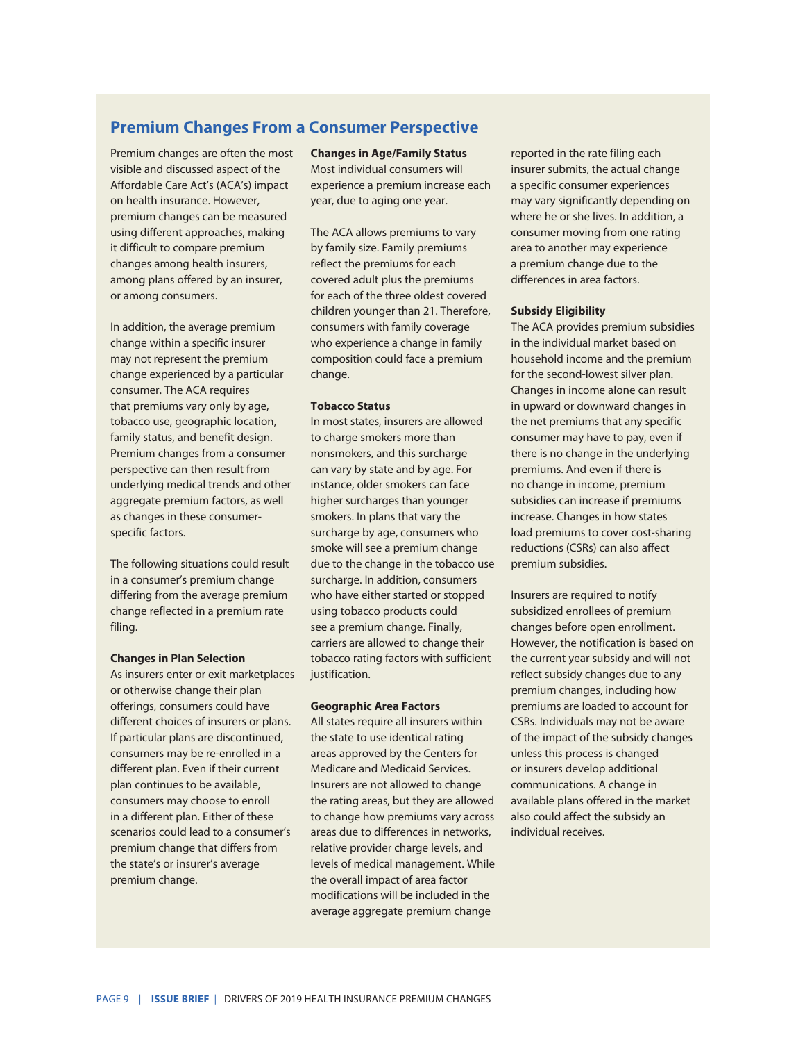## Premium Changes From a Consumer Perspective

Premium changes are often the most visible and discussed aspect of the Affordable Care Act's (ACA's) impact on health insurance. However, premium changes can be measured using different approaches, making it difficult to compare premium changes among health insurers, among plans offered by an insurer, or among consumers.

In addition, the average premium change within a specific insurer may not represent the premium change experienced by a particular consumer. The ACA requires that premiums vary only by age, tobacco use, geographic location, family status, and benefit design. Premium changes from a consumer perspective can then result from underlying medical trends and other aggregate premium factors, as well as changes in these consumer-specific factors.

The following situations could result in a consumer's premium change differing from the average premium change reflected in a premium rate filing.

**Changes in Plan Selection**

As insurers enter or exit marketplaces or otherwise change their plan offerings, consumers could have different choices of insurers or plans. If particular plans are discontinued, consumers may be re-enrolled in a different plan. Even if their current plan continues to be available, consumers may choose to enroll in a different plan. Either of these scenarios could lead to a consumer's premium change that differs from the state's or insurer's average premium change.

**Changes in Age/Family Status**

Most individual consumers will experience a premium increase each year, due to aging one year.

The ACA allows premiums to vary by family size. Family premiums reflect the premiums for each covered adult plus the premiums for each of the three oldest covered children younger than 21. Therefore, consumers with family coverage who experience a change in family composition could face a premium change.

**Tobacco Status**

In most states, insurers are allowed to charge smokers more than nonsmokers, and this surcharge can vary by state and by age. For instance, older smokers can face higher surcharges than younger smokers. In plans that vary the surcharge by age, consumers who smoke will see a premium change due to the change in the tobacco use surcharge. In addition, consumers who have either started or stopped using tobacco products could see a premium change. Finally, carriers are allowed to change their tobacco rating factors with sufficient justification.

**Geographic Area Factors**

All states require all insurers within the state to use identical rating areas approved by the Centers for Medicare and Medicaid Services. Insurers are not allowed to change the rating areas, but they are allowed to change how premiums vary across areas due to differences in networks, relative provider charge levels, and levels of medical management. While the overall impact of area factor modifications will be included in the average aggregate premium change reported in the rate filing each insurer submits, the actual change a specific consumer experiences may vary significantly depending on where he or she lives. In addition, a consumer moving from one rating area to another may experience a premium change due to the differences in area factors.

**Subsidy Eligibility**

The ACA provides premium subsidies in the individual market based on household income and the premium for the second-lowest silver plan. Changes in income alone can result in upward or downward changes in the net premiums that any specific consumer may have to pay, even if there is no change in the underlying premiums. And even if there is no change in income, premium subsidies can increase if premiums increase. Changes in how states load premiums to cover cost-sharing reductions (CSRs) can also affect premium subsidies.

Insurers are required to notify subsidized enrollees of premium changes before open enrollment. However, the notification is based on the current year subsidy and will not reflect subsidy changes due to any premium changes, including how premiums are loaded to account for CSRs. Individuals may not be aware of the impact of the subsidy changes unless this process is changed or insurers develop additional communications. A change in available plans offered in the market also could affect the subsidy an individual receives.